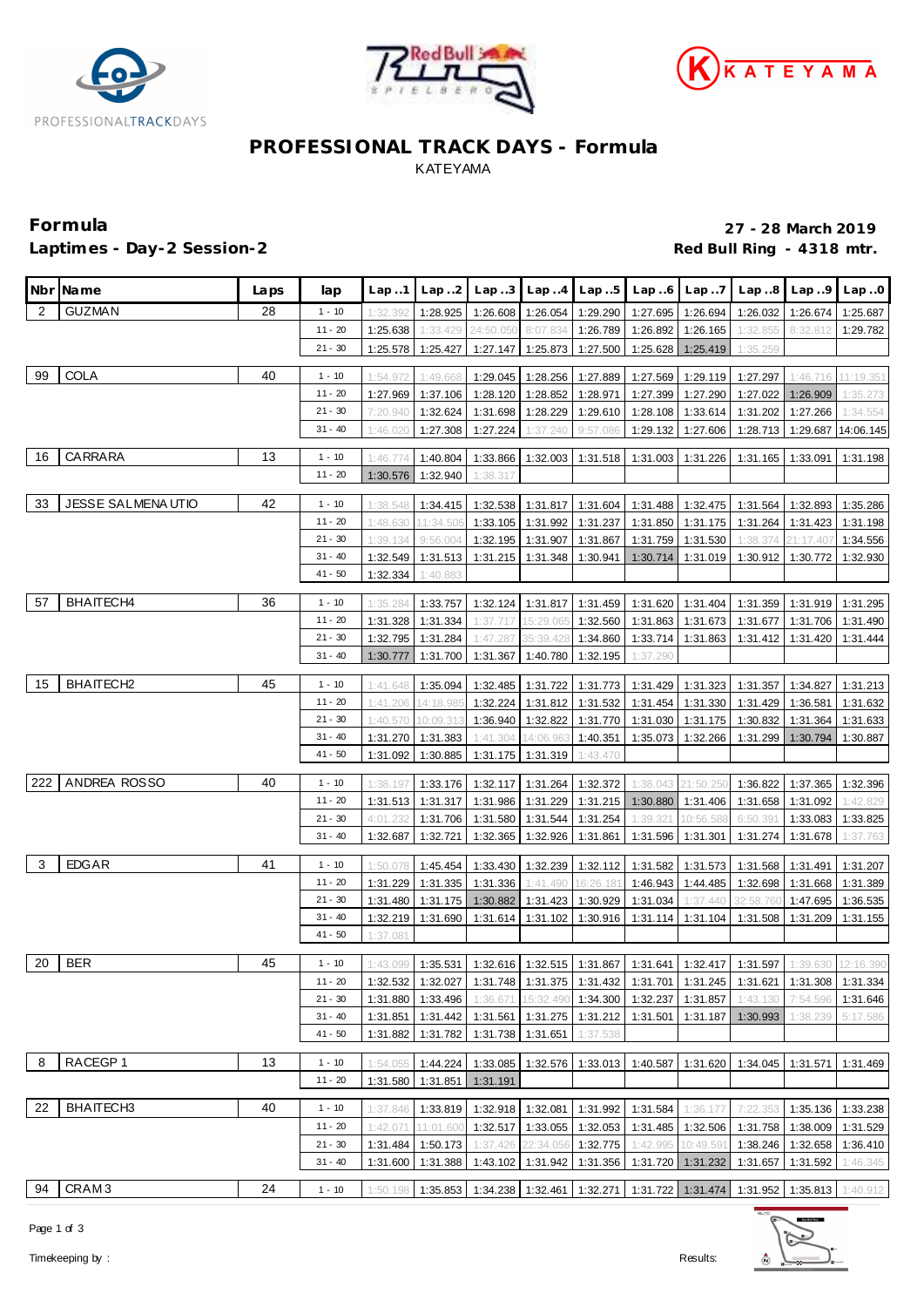# PROFESSIONAL TRACK DAYS - Formula

KATEYAMA

**Formula**
**Laptimes - Day-2 Session-2**

**27 - 28 March 2019**
**Red Bull Ring - 4318 mtr.**

| Nbr | Name | Laps | lap | Lap ..1 | Lap ..2 | Lap ..3 | Lap ..4 | Lap ..5 | Lap ..6 | Lap ..7 | Lap ..8 | Lap ..9 | Lap ..0 |
|---|---|---|---|---|---|---|---|---|---|---|---|---|---|
| 2 | GUZMAN | 28 | 1 - 10 | 1:32.392 | 1:28.925 | 1:26.608 | 1:26.054 | 1:29.290 | 1:27.695 | 1:26.694 | 1:26.032 | 1:26.674 | 1:25.687 |
| | | | 11 - 20 | 1:25.638 | 1:33.429 | 24:50.050 | 8:07.834 | 1:26.789 | 1:26.892 | 1:26.165 | 1:32.855 | 8:32.812 | 1:29.782 |
| | | | 21 - 30 | 1:25.578 | 1:25.427 | 1:27.147 | 1:25.873 | 1:27.500 | 1:25.628 | 1:25.419 | 1:35.259 | | |
| 99 | COLA | 40 | 1 - 10 | 1:54.972 | 1:49.668 | 1:29.045 | 1:28.256 | 1:27.889 | 1:27.569 | 1:29.119 | 1:27.297 | 1:46.716 | 11:19.351 |
| | | | 11 - 20 | 1:27.969 | 1:37.106 | 1:28.120 | 1:28.852 | 1:28.971 | 1:27.399 | 1:27.290 | 1:27.022 | 1:26.909 | 1:35.273 |
| | | | 21 - 30 | 7:20.940 | 1:32.624 | 1:31.698 | 1:28.229 | 1:29.610 | 1:28.108 | 1:33.614 | 1:31.202 | 1:27.266 | 1:34.554 |
| | | | 31 - 40 | 1:46.020 | 1:27.308 | 1:27.224 | 1:37.240 | 9:57.086 | 1:29.132 | 1:27.606 | 1:28.713 | 1:29.687 | 14:06.145 |
| 16 | CARRARA | 13 | 1 - 10 | 1:46.774 | 1:40.804 | 1:33.866 | 1:32.003 | 1:31.518 | 1:31.003 | 1:31.226 | 1:31.165 | 1:33.091 | 1:31.198 |
| | | | 11 - 20 | 1:30.576 | 1:32.940 | 1:38.317 | | | | | | | |
| 33 | JESSE SALMENAUTIO | 42 | 1 - 10 | 1:38.548 | 1:34.415 | 1:32.538 | 1:31.817 | 1:31.604 | 1:31.488 | 1:32.475 | 1:31.564 | 1:32.893 | 1:35.286 |
| | | | 11 - 20 | 1:48.630 | 11:34.505 | 1:33.105 | 1:31.992 | 1:31.237 | 1:31.850 | 1:31.175 | 1:31.264 | 1:31.423 | 1:31.198 |
| | | | 21 - 30 | 1:39.134 | 9:56.004 | 1:32.195 | 1:31.907 | 1:31.867 | 1:31.759 | 1:31.530 | 1:38.374 | 21:17.407 | 1:34.556 |
| | | | 31 - 40 | 1:32.549 | 1:31.513 | 1:31.215 | 1:31.348 | 1:30.941 | 1:30.714 | 1:31.019 | 1:30.912 | 1:30.772 | 1:32.930 |
| | | | 41 - 50 | 1:32.334 | 1:40.883 | | | | | | | | |
| 57 | BHAITECH4 | 36 | 1 - 10 | 1:35.284 | 1:33.757 | 1:32.124 | 1:31.817 | 1:31.459 | 1:31.620 | 1:31.404 | 1:31.359 | 1:31.919 | 1:31.295 |
| | | | 11 - 20 | 1:31.328 | 1:31.334 | 1:37.717 | 15:29.065 | 1:32.560 | 1:31.863 | 1:31.673 | 1:31.677 | 1:31.706 | 1:31.490 |
| | | | 21 - 30 | 1:32.795 | 1:31.284 | 1:47.287 | 35:39.428 | 1:34.860 | 1:33.714 | 1:31.863 | 1:31.412 | 1:31.420 | 1:31.444 |
| | | | 31 - 40 | 1:30.777 | 1:31.700 | 1:31.367 | 1:40.780 | 1:32.195 | 1:37.290 | | | | |
| 15 | BHAITECH2 | 45 | 1 - 10 | 1:41.648 | 1:35.094 | 1:32.485 | 1:31.722 | 1:31.773 | 1:31.429 | 1:31.323 | 1:31.357 | 1:34.827 | 1:31.213 |
| | | | 11 - 20 | 1:41.206 | 14:18.985 | 1:32.224 | 1:31.812 | 1:31.532 | 1:31.454 | 1:31.330 | 1:31.429 | 1:36.581 | 1:31.632 |
| | | | 21 - 30 | 1:40.570 | 10:09.313 | 1:36.940 | 1:32.822 | 1:31.770 | 1:31.030 | 1:31.175 | 1:30.832 | 1:31.364 | 1:31.633 |
| | | | 31 - 40 | 1:31.270 | 1:31.383 | 1:41.304 | 14:06.963 | 1:40.351 | 1:35.073 | 1:32.266 | 1:31.299 | 1:30.794 | 1:30.887 |
| | | | 41 - 50 | 1:31.092 | 1:30.885 | 1:31.175 | 1:31.319 | 1:43.470 | | | | | |
| 222 | ANDREA ROSSO | 40 | 1 - 10 | 1:38.197 | 1:33.176 | 1:32.117 | 1:31.264 | 1:32.372 | 1:38.043 | 21:50.250 | 1:36.822 | 1:37.365 | 1:32.396 |
| | | | 11 - 20 | 1:31.513 | 1:31.317 | 1:31.986 | 1:31.229 | 1:31.215 | 1:30.880 | 1:31.406 | 1:31.658 | 1:31.092 | 1:42.829 |
| | | | 21 - 30 | 4:01.232 | 1:31.706 | 1:31.580 | 1:31.544 | 1:31.254 | 1:39.321 | 10:56.588 | 6:50.391 | 1:33.083 | 1:33.825 |
| | | | 31 - 40 | 1:32.687 | 1:32.721 | 1:32.365 | 1:32.926 | 1:31.861 | 1:31.596 | 1:31.301 | 1:31.274 | 1:31.678 | 1:37.763 |
| 3 | EDGAR | 41 | 1 - 10 | 1:50.078 | 1:45.454 | 1:33.430 | 1:32.239 | 1:32.112 | 1:31.582 | 1:31.573 | 1:31.568 | 1:31.491 | 1:31.207 |
| | | | 11 - 20 | 1:31.229 | 1:31.335 | 1:31.336 | 1:41.490 | 16:26.181 | 1:46.943 | 1:44.485 | 1:32.698 | 1:31.668 | 1:31.389 |
| | | | 21 - 30 | 1:31.480 | 1:31.175 | 1:30.882 | 1:31.423 | 1:30.929 | 1:31.034 | 1:37.440 | 32:58.760 | 1:47.695 | 1:36.535 |
| | | | 31 - 40 | 1:32.219 | 1:31.690 | 1:31.614 | 1:31.102 | 1:30.916 | 1:31.114 | 1:31.104 | 1:31.508 | 1:31.209 | 1:31.155 |
| | | | 41 - 50 | 1:37.081 | | | | | | | | | |
| 20 | BER | 45 | 1 - 10 | 1:43.099 | 1:35.531 | 1:32.616 | 1:32.515 | 1:31.867 | 1:31.641 | 1:32.417 | 1:31.597 | 1:39.630 | 12:16.390 |
| | | | 11 - 20 | 1:32.532 | 1:32.027 | 1:31.748 | 1:31.375 | 1:31.432 | 1:31.701 | 1:31.245 | 1:31.621 | 1:31.308 | 1:31.334 |
| | | | 21 - 30 | 1:31.880 | 1:33.496 | 1:36.671 | 15:32.490 | 1:34.300 | 1:32.237 | 1:31.857 | 1:43.130 | 7:54.596 | 1:31.646 |
| | | | 31 - 40 | 1:31.851 | 1:31.442 | 1:31.561 | 1:31.275 | 1:31.212 | 1:31.501 | 1:31.187 | 1:30.993 | 1:38.239 | 5:17.586 |
| | | | 41 - 50 | 1:31.882 | 1:31.782 | 1:31.738 | 1:31.651 | 1:37.538 | | | | | |
| 8 | RACEGP 1 | 13 | 1 - 10 | 1:54.055 | 1:44.224 | 1:33.085 | 1:32.576 | 1:33.013 | 1:40.587 | 1:31.620 | 1:34.045 | 1:31.571 | 1:31.469 |
| | | | 11 - 20 | 1:31.580 | 1:31.851 | 1:31.191 | | | | | | | |
| 22 | BHAITECH3 | 40 | 1 - 10 | 1:37.846 | 1:33.819 | 1:32.918 | 1:32.081 | 1:31.992 | 1:31.584 | 1:36.177 | 7:22.353 | 1:35.136 | 1:33.238 |
| | | | 11 - 20 | 1:42.071 | 11:01.600 | 1:32.517 | 1:33.055 | 1:32.053 | 1:31.485 | 1:32.506 | 1:31.758 | 1:38.009 | 1:31.529 |
| | | | 21 - 30 | 1:31.484 | 1:50.173 | 1:37.426 | 22:34.056 | 1:32.775 | 1:42.995 | 10:49.591 | 1:38.246 | 1:32.658 | 1:36.410 |
| | | | 31 - 40 | 1:31.600 | 1:31.388 | 1:43.102 | 1:31.942 | 1:31.356 | 1:31.720 | 1:31.232 | 1:31.657 | 1:31.592 | 1:46.345 |
| 94 | CRAM3 | 24 | 1 - 10 | 1:50.198 | 1:35.853 | 1:34.238 | 1:32.461 | 1:32.271 | 1:31.722 | 1:31.474 | 1:31.952 | 1:35.813 | 1:40.912 |

Timekeeping by :

Results: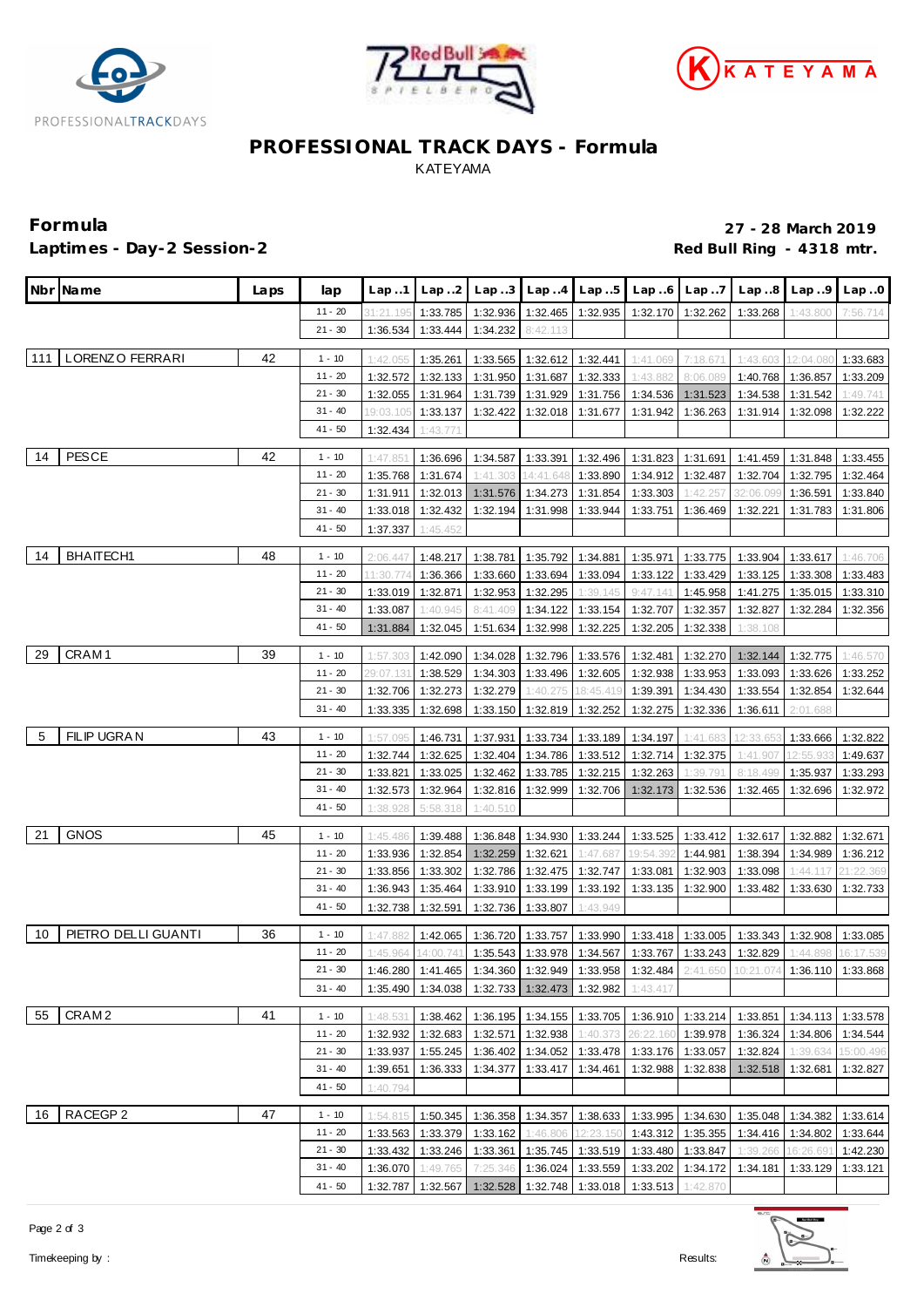# PROFESSIONAL TRACK DAYS - Formula

KATEYAMA

## Formula

**27 - 28 March 2019**

## Laptimes - Day-2 Session-2

**Red Bull Ring - 4318 mtr.**

| Nbr | Name | Laps | lap | Lap..1 | Lap..2 | Lap..3 | Lap..4 | Lap..5 | Lap..6 | Lap..7 | Lap..8 | Lap..9 | Lap..0 |
|---|---|---|---|---|---|---|---|---|---|---|---|---|---|
| | | | 11 - 20 | 31:21.195 | 1:33.785 | 1:32.936 | 1:32.465 | 1:32.935 | 1:32.170 | 1:32.262 | 1:33.268 | 1:43.800 | 7:56.714 |
| | | | 21 - 30 | 1:36.534 | 1:33.444 | 1:34.232 | 8:42.113 | | | | | | |
| 111 | LORENZO FERRARI | 42 | 1 - 10 | 1:42.055 | 1:35.261 | 1:33.565 | 1:32.612 | 1:32.441 | 1:41.069 | 7:18.671 | 1:43.603 | 12:04.080 | 1:33.683 |
| | | | 11 - 20 | 1:32.572 | 1:32.133 | 1:31.950 | 1:31.687 | 1:32.333 | 1:43.882 | 8:06.089 | 1:40.768 | 1:36.857 | 1:33.209 |
| | | | 21 - 30 | 1:32.055 | 1:31.964 | 1:31.739 | 1:31.929 | 1:31.756 | 1:34.536 | 1:31.523 | 1:34.538 | 1:31.542 | 1:49.741 |
| | | | 31 - 40 | 19:03.105 | 1:33.137 | 1:32.422 | 1:32.018 | 1:31.677 | 1:31.942 | 1:36.263 | 1:31.914 | 1:32.098 | 1:32.222 |
| | | | 41 - 50 | 1:32.434 | 1:43.771 | | | | | | | | |
| 14 | PESCE | 42 | 1 - 10 | 1:47.851 | 1:36.696 | 1:34.587 | 1:33.391 | 1:32.496 | 1:31.823 | 1:31.691 | 1:41.459 | 1:31.848 | 1:33.455 |
| | | | 11 - 20 | 1:35.768 | 1:31.674 | 1:41.303 | 14:41.648 | 1:33.890 | 1:34.912 | 1:32.487 | 1:32.704 | 1:32.795 | 1:32.464 |
| | | | 21 - 30 | 1:31.911 | 1:32.013 | 1:31.576 | 1:34.273 | 1:31.854 | 1:33.303 | 1:42.257 | 32:06.099 | 1:36.591 | 1:33.840 |
| | | | 31 - 40 | 1:33.018 | 1:32.432 | 1:32.194 | 1:31.998 | 1:33.944 | 1:33.751 | 1:36.469 | 1:32.221 | 1:31.783 | 1:31.806 |
| | | | 41 - 50 | 1:37.337 | 1:45.452 | | | | | | | | |
| 14 | BHAITECH1 | 48 | 1 - 10 | 2:06.447 | 1:48.217 | 1:38.781 | 1:35.792 | 1:34.881 | 1:35.971 | 1:33.775 | 1:33.904 | 1:33.617 | 1:46.706 |
| | | | 11 - 20 | 11:30.774 | 1:36.366 | 1:33.660 | 1:33.694 | 1:33.094 | 1:33.122 | 1:33.429 | 1:33.125 | 1:33.308 | 1:33.483 |
| | | | 21 - 30 | 1:33.019 | 1:32.871 | 1:32.953 | 1:32.295 | 1:39.145 | 9:47.141 | 1:45.958 | 1:41.275 | 1:35.015 | 1:33.310 |
| | | | 31 - 40 | 1:33.087 | 1:40.945 | 8:41.409 | 1:34.122 | 1:33.154 | 1:32.707 | 1:32.357 | 1:32.827 | 1:32.284 | 1:32.356 |
| | | | 41 - 50 | 1:31.884 | 1:32.045 | 1:51.634 | 1:32.998 | 1:32.225 | 1:32.205 | 1:32.338 | 1:38.108 | | |
| 29 | CRAM1 | 39 | 1 - 10 | 1:57.303 | 1:42.090 | 1:34.028 | 1:32.796 | 1:33.576 | 1:32.481 | 1:32.270 | 1:32.144 | 1:32.775 | 1:46.570 |
| | | | 11 - 20 | 29:07.131 | 1:38.529 | 1:34.303 | 1:33.496 | 1:32.605 | 1:32.938 | 1:33.953 | 1:33.093 | 1:33.626 | 1:33.252 |
| | | | 21 - 30 | 1:32.706 | 1:32.273 | 1:32.279 | 1:40.275 | 18:45.419 | 1:39.391 | 1:34.430 | 1:33.554 | 1:32.854 | 1:32.644 |
| | | | 31 - 40 | 1:33.335 | 1:32.698 | 1:33.150 | 1:32.819 | 1:32.252 | 1:32.275 | 1:32.336 | 1:36.611 | 2:01.688 | |
| 5 | FILIP UGRAN | 43 | 1 - 10 | 1:57.095 | 1:46.731 | 1:37.931 | 1:33.734 | 1:33.189 | 1:34.197 | 1:41.683 | 12:33.653 | 1:33.666 | 1:32.822 |
| | | | 11 - 20 | 1:32.744 | 1:32.625 | 1:32.404 | 1:34.786 | 1:33.512 | 1:32.714 | 1:32.375 | 1:41.907 | 12:55.933 | 1:49.637 |
| | | | 21 - 30 | 1:33.821 | 1:33.025 | 1:32.462 | 1:33.785 | 1:32.215 | 1:32.263 | 1:39.791 | 8:18.499 | 1:35.937 | 1:33.293 |
| | | | 31 - 40 | 1:32.573 | 1:32.964 | 1:32.816 | 1:32.999 | 1:32.706 | 1:32.173 | 1:32.536 | 1:32.465 | 1:32.696 | 1:32.972 |
| | | | 41 - 50 | 1:38.928 | 5:58.318 | 1:40.510 | | | | | | | |
| 21 | GNOS | 45 | 1 - 10 | 1:45.486 | 1:39.488 | 1:36.848 | 1:34.930 | 1:33.244 | 1:33.525 | 1:33.412 | 1:32.617 | 1:32.882 | 1:32.671 |
| | | | 11 - 20 | 1:33.936 | 1:32.854 | 1:32.259 | 1:32.621 | 1:47.687 | 19:54.392 | 1:44.981 | 1:38.394 | 1:34.989 | 1:36.212 |
| | | | 21 - 30 | 1:33.856 | 1:33.302 | 1:32.786 | 1:32.475 | 1:32.747 | 1:33.081 | 1:32.903 | 1:33.098 | 1:44.117 | 21:22.369 |
| | | | 31 - 40 | 1:36.943 | 1:35.464 | 1:33.910 | 1:33.199 | 1:33.192 | 1:33.135 | 1:32.900 | 1:33.482 | 1:33.630 | 1:32.733 |
| | | | 41 - 50 | 1:32.738 | 1:32.591 | 1:32.736 | 1:33.807 | 1:43.949 | | | | | |
| 10 | PIETRO DELLI GUANTI | 36 | 1 - 10 | 1:47.882 | 1:42.065 | 1:36.720 | 1:33.757 | 1:33.990 | 1:33.418 | 1:33.005 | 1:33.343 | 1:32.908 | 1:33.085 |
| | | | 11 - 20 | 1:45.964 | 14:00.741 | 1:35.543 | 1:33.978 | 1:34.567 | 1:33.767 | 1:33.243 | 1:32.829 | 1:44.898 | 16:17.539 |
| | | | 21 - 30 | 1:46.280 | 1:41.465 | 1:34.360 | 1:32.949 | 1:33.958 | 1:32.484 | 2:41.650 | 10:21.074 | 1:36.110 | 1:33.868 |
| | | | 31 - 40 | 1:35.490 | 1:34.038 | 1:32.733 | 1:32.473 | 1:32.982 | 1:43.417 | | | | |
| 55 | CRAM2 | 41 | 1 - 10 | 1:48.531 | 1:38.462 | 1:36.195 | 1:34.155 | 1:33.705 | 1:36.910 | 1:33.214 | 1:33.851 | 1:34.113 | 1:33.578 |
| | | | 11 - 20 | 1:32.932 | 1:32.683 | 1:32.571 | 1:32.938 | 1:40.373 | 26:22.160 | 1:39.978 | 1:36.324 | 1:34.806 | 1:34.544 |
| | | | 21 - 30 | 1:33.937 | 1:55.245 | 1:36.402 | 1:34.052 | 1:33.478 | 1:33.176 | 1:33.057 | 1:32.824 | 1:39.634 | 15:00.496 |
| | | | 31 - 40 | 1:39.651 | 1:36.333 | 1:34.377 | 1:33.417 | 1:34.461 | 1:32.988 | 1:32.838 | 1:32.518 | 1:32.681 | 1:32.827 |
| | | | 41 - 50 | 1:40.794 | | | | | | | | | |
| 16 | RACEGP 2 | 47 | 1 - 10 | 1:54.815 | 1:50.345 | 1:36.358 | 1:34.357 | 1:38.633 | 1:33.995 | 1:34.630 | 1:35.048 | 1:34.382 | 1:33.614 |
| | | | 11 - 20 | 1:33.563 | 1:33.379 | 1:33.162 | 1:46.806 | 12:23.150 | 1:43.312 | 1:35.355 | 1:34.416 | 1:34.802 | 1:33.644 |
| | | | 21 - 30 | 1:33.432 | 1:33.246 | 1:33.361 | 1:35.745 | 1:33.519 | 1:33.480 | 1:33.847 | 1:39.266 | 16:26.691 | 1:42.230 |
| | | | 31 - 40 | 1:36.070 | 1:49.765 | 7:25.346 | 1:36.024 | 1:33.559 | 1:33.202 | 1:34.172 | 1:34.181 | 1:33.129 | 1:33.121 |
| | | | 41 - 50 | 1:32.787 | 1:32.567 | 1:32.528 | 1:32.748 | 1:33.018 | 1:33.513 | 1:42.870 | | | |

Timekeeping by :

Results: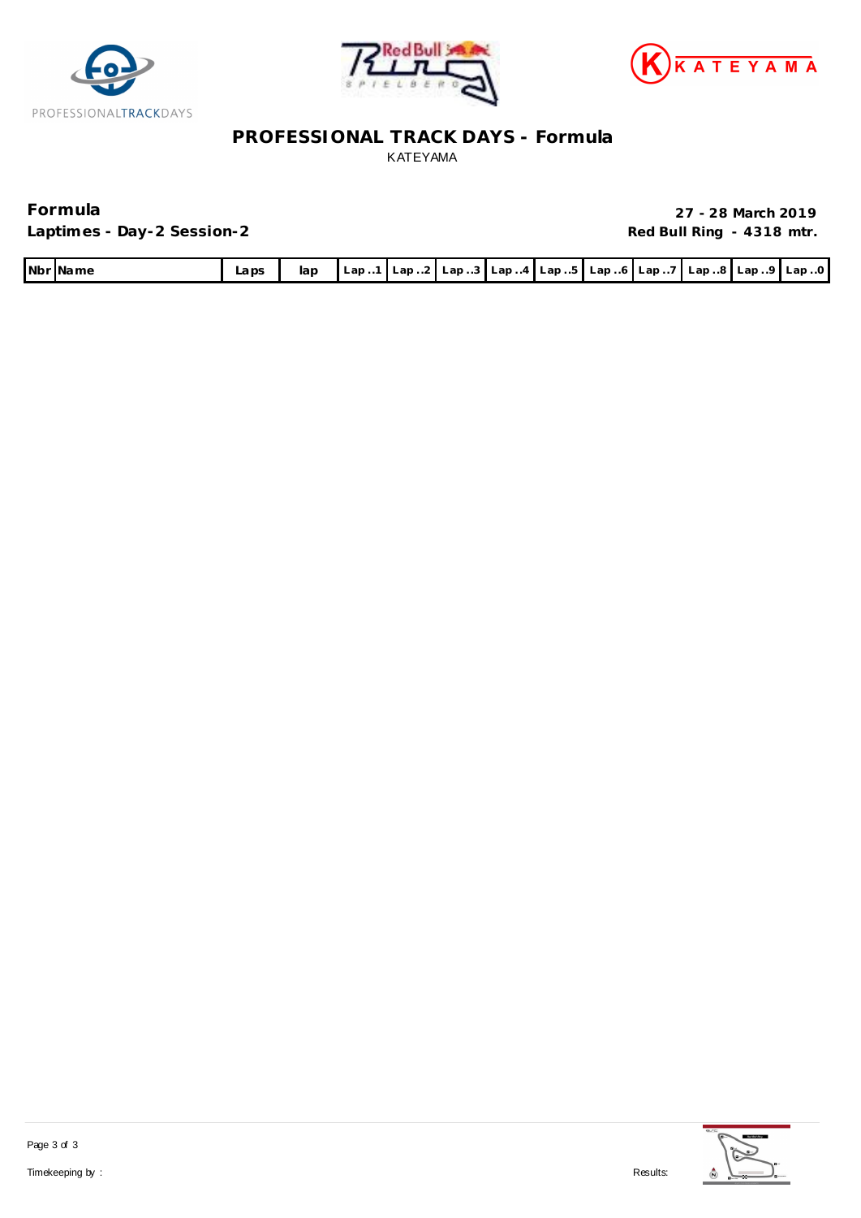PROFESSIONALTRACKDAYS

KATEYAMA

## PROFESSIONAL TRACK DAYS - Formula

KATEYAMA

**Formula**

**Laptimes - Day-2 Session-2**

**27 - 28 March 2019**

**Red Bull Ring - 4318 mtr.**

| Nbr | Name | Laps | lap | Lap ..1 | Lap ..2 | Lap ..3 | Lap ..4 | Lap ..5 | Lap ..6 | Lap ..7 | Lap ..8 | Lap ..9 | Lap ..0 |
|---|---|---|---|---|---|---|---|---|---|---|---|---|---|

Timekeeping by :

Results: